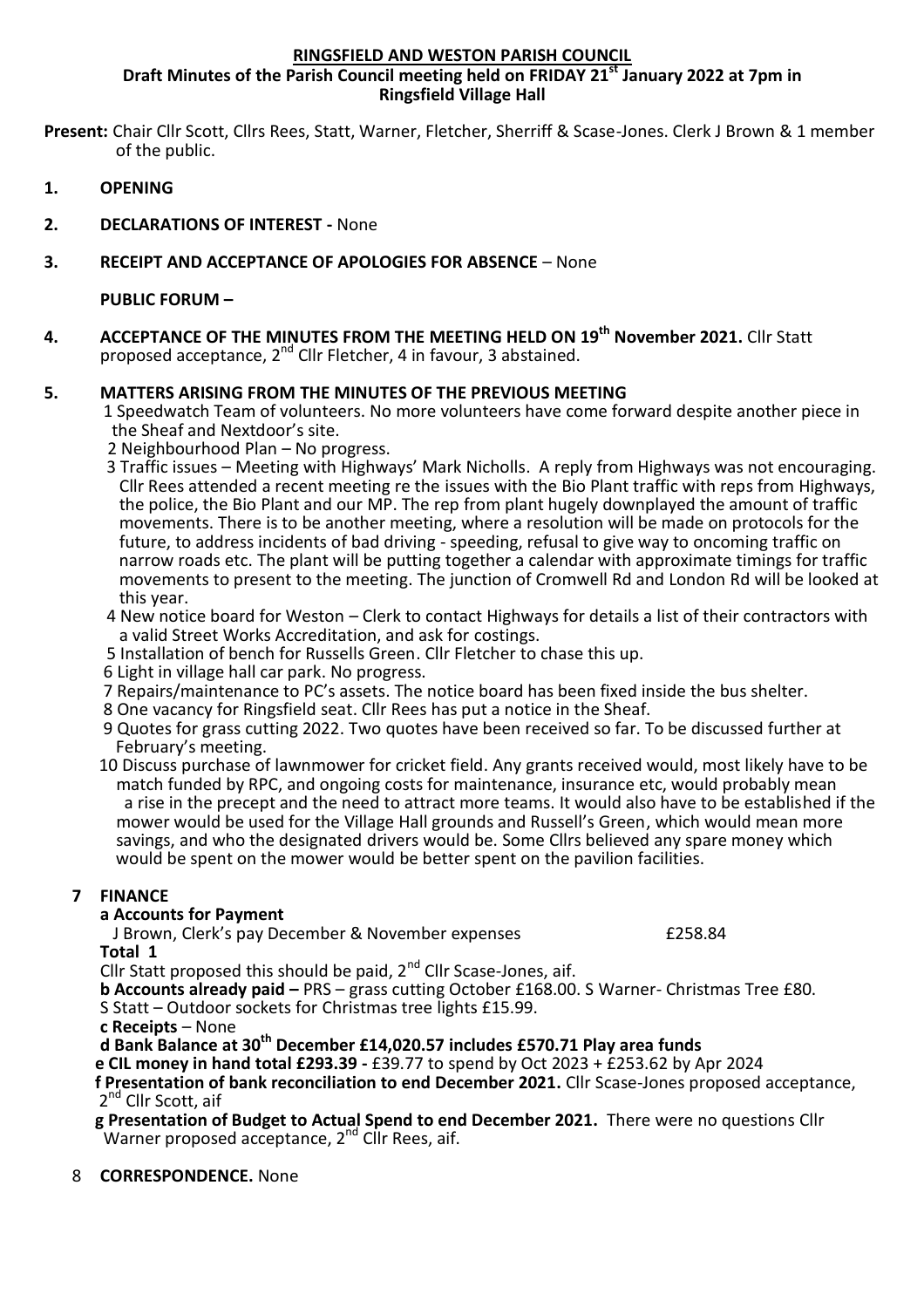**RINGSFIELD AND WESTON PARISH COUNCIL**

**Draft Minutes of the Parish Council meeting held on FRIDAY 21st January 2022 at 7pm in Ringsfield Village Hall**

**Present:** Chair Cllr Scott, Cllrs Rees, Statt, Warner, Fletcher, Sherriff & Scase-Jones. Clerk J Brown & 1 member of the public.

**1. OPENING**

**2. DECLARATIONS OF INTEREST -** None

**3. RECEIPT AND ACCEPTANCE OF APOLOGIES FOR ABSENCE** – None

**PUBLIC FORUM –**

**4. ACCEPTANCE OF THE MINUTES FROM THE MEETING HELD ON 19th November 2021.** Cllr Statt proposed acceptance, 2nd Cllr Fletcher, 4 in favour, 3 abstained.

**5. MATTERS ARISING FROM THE MINUTES OF THE PREVIOUS MEETING**

1 Speedwatch Team of volunteers. No more volunteers have come forward despite another piece in the Sheaf and Nextdoor's site.

2 Neighbourhood Plan – No progress.

3 Traffic issues – Meeting with Highways' Mark Nicholls. A reply from Highways was not encouraging. Cllr Rees attended a recent meeting re the issues with the Bio Plant traffic with reps from Highways, the police, the Bio Plant and our MP. The rep from plant hugely downplayed the amount of traffic movements. There is to be another meeting, where a resolution will be made on protocols for the future, to address incidents of bad driving - speeding, refusal to give way to oncoming traffic on narrow roads etc. The plant will be putting together a calendar with approximate timings for traffic movements to present to the meeting. The junction of Cromwell Rd and London Rd will be looked at this year.

4 New notice board for Weston – Clerk to contact Highways for details a list of their contractors with a valid Street Works Accreditation, and ask for costings.

5 Installation of bench for Russells Green. Cllr Fletcher to chase this up.

6 Light in village hall car park. No progress.

7 Repairs/maintenance to PC's assets. The notice board has been fixed inside the bus shelter.

8 One vacancy for Ringsfield seat. Cllr Rees has put a notice in the Sheaf.

9 Quotes for grass cutting 2022. Two quotes have been received so far. To be discussed further at February's meeting.

10 Discuss purchase of lawnmower for cricket field. Any grants received would, most likely have to be match funded by RPC, and ongoing costs for maintenance, insurance etc, would probably mean a rise in the precept and the need to attract more teams. It would also have to be established if the mower would be used for the Village Hall grounds and Russell's Green, which would mean more savings, and who the designated drivers would be. Some Cllrs believed any spare money which would be spent on the mower would be better spent on the pavilion facilities.

**7 FINANCE**

**a Accounts for Payment**

J Brown, Clerk's pay December & November expenses £258.84

**Total 1**

Cllr Statt proposed this should be paid, 2nd Cllr Scase-Jones, aif.

**b Accounts already paid –** PRS – grass cutting October £168.00. S Warner- Christmas Tree £80. S Statt – Outdoor sockets for Christmas tree lights £15.99.

**c Receipts** – None

**d Bank Balance at 30th December £14,020.57 includes £570.71 Play area funds**

**e CIL money in hand total £293.39 -** £39.77 to spend by Oct 2023 + £253.62 by Apr 2024

**f Presentation of bank reconciliation to end December 2021.** Cllr Scase-Jones proposed acceptance, 2nd Cllr Scott, aif

**g Presentation of Budget to Actual Spend to end December 2021.** There were no questions Cllr Warner proposed acceptance, 2nd Cllr Rees, aif.

8 **CORRESPONDENCE.** None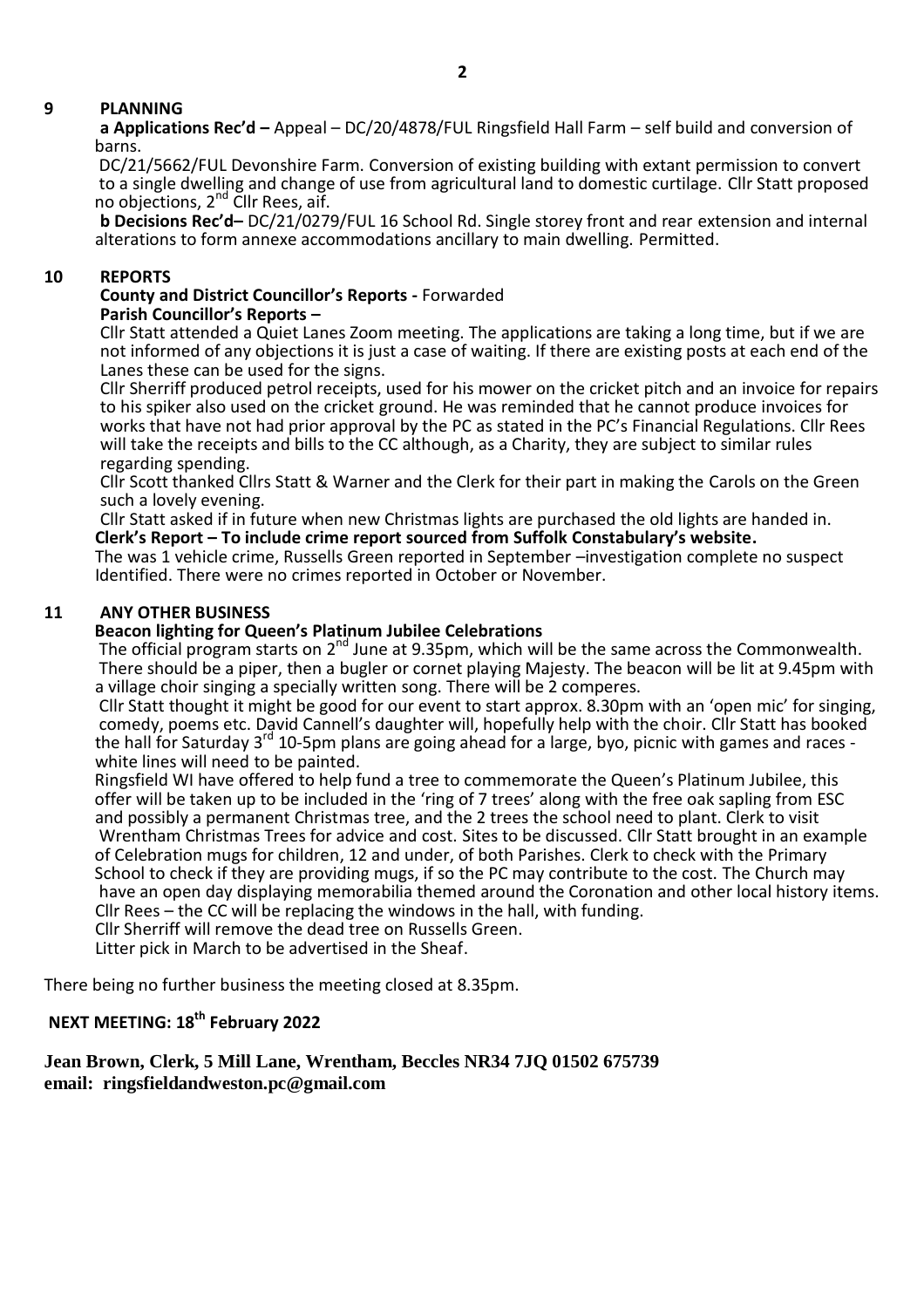## 9 PLANNING

**a Applications Rec'd –** Appeal – DC/20/4878/FUL Ringsfield Hall Farm – self build and conversion of barns.

DC/21/5662/FUL Devonshire Farm. Conversion of existing building with extant permission to convert to a single dwelling and change of use from agricultural land to domestic curtilage. Cllr Statt proposed no objections, 2nd Cllr Rees, aif.

**b Decisions Rec'd–** DC/21/0279/FUL 16 School Rd. Single storey front and rear extension and internal alterations to form annexe accommodations ancillary to main dwelling. Permitted.

## 10 REPORTS

**County and District Councillor's Reports -** Forwarded

**Parish Councillor's Reports –**

Cllr Statt attended a Quiet Lanes Zoom meeting. The applications are taking a long time, but if we are not informed of any objections it is just a case of waiting. If there are existing posts at each end of the Lanes these can be used for the signs.

Cllr Sherriff produced petrol receipts, used for his mower on the cricket pitch and an invoice for repairs to his spiker also used on the cricket ground. He was reminded that he cannot produce invoices for works that have not had prior approval by the PC as stated in the PC's Financial Regulations. Cllr Rees will take the receipts and bills to the CC although, as a Charity, they are subject to similar rules regarding spending.

Cllr Scott thanked Cllrs Statt & Warner and the Clerk for their part in making the Carols on the Green such a lovely evening.

Cllr Statt asked if in future when new Christmas lights are purchased the old lights are handed in.

**Clerk's Report – To include crime report sourced from Suffolk Constabulary's website.**

The was 1 vehicle crime, Russells Green reported in September –investigation complete no suspect Identified. There were no crimes reported in October or November.

## 11 ANY OTHER BUSINESS

**Beacon lighting for Queen's Platinum Jubilee Celebrations**

The official program starts on 2nd June at 9.35pm, which will be the same across the Commonwealth. There should be a piper, then a bugler or cornet playing Majesty. The beacon will be lit at 9.45pm with a village choir singing a specially written song. There will be 2 comperes.

Cllr Statt thought it might be good for our event to start approx. 8.30pm with an 'open mic' for singing, comedy, poems etc. David Cannell's daughter will, hopefully help with the choir. Cllr Statt has booked the hall for Saturday 3rd 10-5pm plans are going ahead for a large, byo, picnic with games and races - white lines will need to be painted.

Ringsfield WI have offered to help fund a tree to commemorate the Queen's Platinum Jubilee, this offer will be taken up to be included in the 'ring of 7 trees' along with the free oak sapling from ESC and possibly a permanent Christmas tree, and the 2 trees the school need to plant. Clerk to visit Wrentham Christmas Trees for advice and cost. Sites to be discussed. Cllr Statt brought in an example of Celebration mugs for children, 12 and under, of both Parishes. Clerk to check with the Primary School to check if they are providing mugs, if so the PC may contribute to the cost. The Church may have an open day displaying memorabilia themed around the Coronation and other local history items.

Cllr Rees – the CC will be replacing the windows in the hall, with funding.

Cllr Sherriff will remove the dead tree on Russells Green.

Litter pick in March to be advertised in the Sheaf.

There being no further business the meeting closed at 8.35pm.

**NEXT MEETING: 18th February 2022**

**Jean Brown, Clerk, 5 Mill Lane, Wrentham, Beccles NR34 7JQ 01502 675739**
**email: ringsfieldandweston.pc@gmail.com**